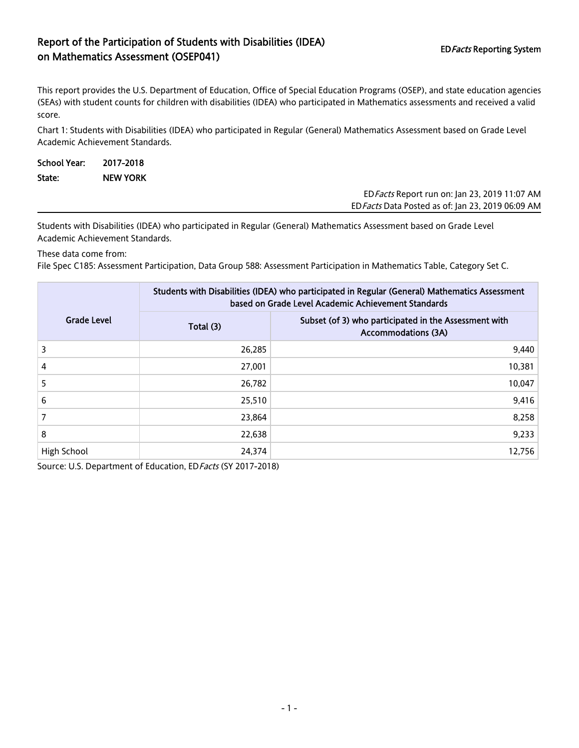# Report of the Participation of Students with Disabilities (IDEA) on Mathematics Assessment (OSEP041)

ED*Facts* Reporting System

This report provides the U.S. Department of Education, Office of Special Education Programs (OSEP), and state education agencies (SEAs) with student counts for children with disabilities (IDEA) who participated in Mathematics assessments and received a valid score.

Chart 1: Students with Disabilities (IDEA) who participated in Regular (General) Mathematics Assessment based on Grade Level Academic Achievement Standards.

**School Year:** **2017-2018**

**State:** **NEW YORK**

ED*Facts* Report run on: Jan 23, 2019 11:07 AM
ED*Facts* Data Posted as of: Jan 23, 2019 06:09 AM

Students with Disabilities (IDEA) who participated in Regular (General) Mathematics Assessment based on Grade Level Academic Achievement Standards.

These data come from:
File Spec C185: Assessment Participation, Data Group 588: Assessment Participation in Mathematics Table, Category Set C.

| Grade Level | Students with Disabilities (IDEA) who participated in Regular (General) Mathematics Assessment based on Grade Level Academic Achievement Standards | |
|---|---|---|
| | Total (3) | Subset (of 3) who participated in the Assessment with Accommodations (3A) |
| 3 | 26,285 | 9,440 |
| 4 | 27,001 | 10,381 |
| 5 | 26,782 | 10,047 |
| 6 | 25,510 | 9,416 |
| 7 | 23,864 | 8,258 |
| 8 | 22,638 | 9,233 |
| High School | 24,374 | 12,756 |

Source: U.S. Department of Education, ED*Facts* (SY 2017-2018)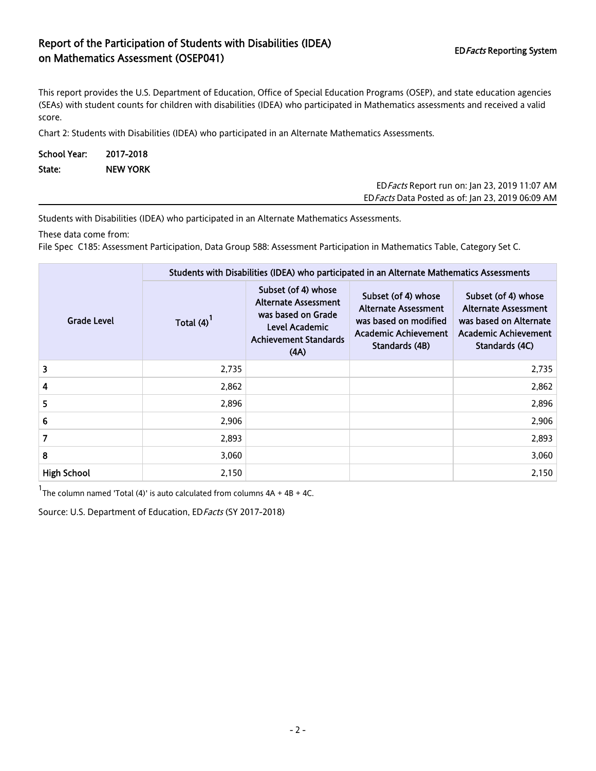# Report of the Participation of Students with Disabilities (IDEA) on Mathematics Assessment (OSEP041)

ED*Facts* Reporting System

This report provides the U.S. Department of Education, Office of Special Education Programs (OSEP), and state education agencies (SEAs) with student counts for children with disabilities (IDEA) who participated in Mathematics assessments and received a valid score.

Chart 2: Students with Disabilities (IDEA) who participated in an Alternate Mathematics Assessments.

**School Year:** 2017-2018

**State:** NEW YORK

ED*Facts* Report run on: Jan 23, 2019 11:07 AM
ED*Facts* Data Posted as of: Jan 23, 2019 06:09 AM

Students with Disabilities (IDEA) who participated in an Alternate Mathematics Assessments.

These data come from:
File Spec C185: Assessment Participation, Data Group 588: Assessment Participation in Mathematics Table, Category Set C.

| Grade Level | Students with Disabilities (IDEA) who participated in an Alternate Mathematics Assessments | | | |
|---|---|---|---|---|
| | Total (4)[1] | Subset (of 4) whose Alternate Assessment was based on Grade Level Academic Achievement Standards (4A) | Subset (of 4) whose Alternate Assessment was based on modified Academic Achievement Standards (4B) | Subset (of 4) whose Alternate Assessment was based on Alternate Academic Achievement Standards (4C) |
| 3 | 2,735 | | | 2,735 |
| 4 | 2,862 | | | 2,862 |
| 5 | 2,896 | | | 2,896 |
| 6 | 2,906 | | | 2,906 |
| 7 | 2,893 | | | 2,893 |
| 8 | 3,060 | | | 3,060 |
| High School | 2,150 | | | 2,150 |

[1] The column named 'Total (4)' is auto calculated from columns 4A + 4B + 4C.

Source: U.S. Department of Education, ED*Facts* (SY 2017-2018)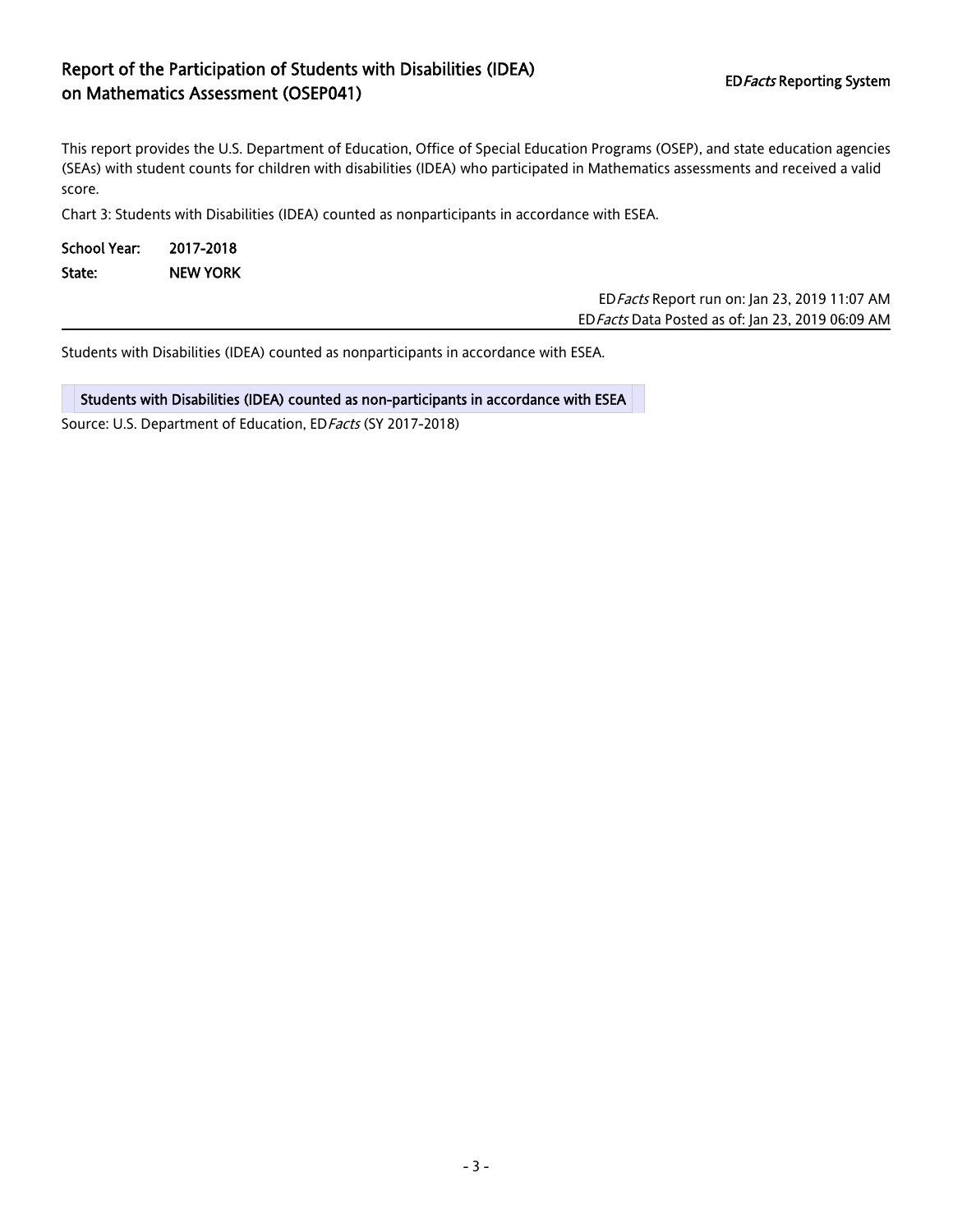# Report of the Participation of Students with Disabilities (IDEA) on Mathematics Assessment (OSEP041)

ED*Facts* Reporting System

This report provides the U.S. Department of Education, Office of Special Education Programs (OSEP), and state education agencies (SEAs) with student counts for children with disabilities (IDEA) who participated in Mathematics assessments and received a valid score.

Chart 3: Students with Disabilities (IDEA) counted as nonparticipants in accordance with ESEA.

**School Year:** **2017-2018**

**State:** **NEW YORK**

ED*Facts* Report run on: Jan 23, 2019 11:07 AM
ED*Facts* Data Posted as of: Jan 23, 2019 06:09 AM

Students with Disabilities (IDEA) counted as nonparticipants in accordance with ESEA.

| Students with Disabilities (IDEA) counted as non-participants in accordance with ESEA |
|---|

Source: U.S. Department of Education, ED*Facts* (SY 2017-2018)